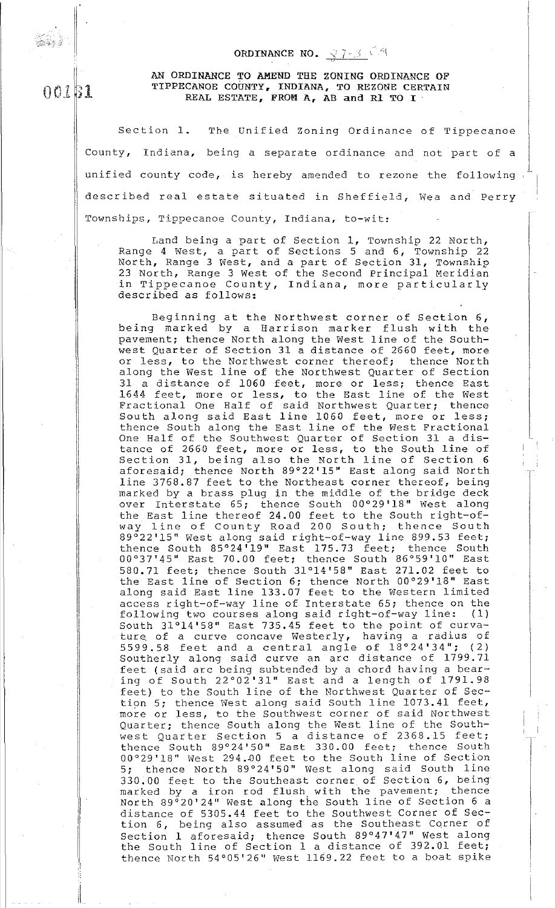# ORDINANCE NO. 97-3 CM

## AN ORDINANCE TO AMEND THE ZONING ORDINANCE OF TIPPECANOE COUNTY, INDIANA, TO REZONE CERTAIN REAL ESTATE, FROM A, AB and R1 TO I

Section 1. The Unified Zoning Ordinance of Tippecanoe County, Indiana, being a separate ordinance and not part of a unified county code, is hereby amended to rezone the following described real estate situated in Sheffield, Wea and Perry Townships, Tippecanoe County, Indiana, to-wit:

Land being a part of Section 1, Township 22 North, Range 4 West, a part of Sections 5 and 6, Township 22 North, Range 3 West, and a part of Section 31, Township 23 North, Range 3 West of the Second Principal Meridian in Tippecanoe County, Indiana, more particularly described as follows:

Beginning at the Northwest corner of Section 6, being marked by a Harrison marker flush with the pavement; thence North along the West line of the Southwest Quarter of Section 31 a distance of 2660 feet, more or less, to the Northwest corner thereof; thence North along the West line of the Northwest Quarter of Section 31 a distance of 1060 feet, more or less; thence East 1644 feet, more or less, to the East line of the West Fractional One Half of said Northwest Quarter; thence South along said East line 1060 feet, more or less; thence South along the East line of the West Fractional One Half of the Southwest Quarter of Section 31 a distance of 2660 feet, more or less, to the South line of Section 31, being also the North line of Section 6 aforesaid; thence North 89°22'15" East along said North line 3768.87 feet to the Northeast corner thereof, being marked by a brass plug in the middle of the bridge deck over Interstate 65; thence South 00°29'18" West along the East line thereof 24.00 feet to the South right-of-way line of County Road 200 South; thence South 89°22'15" West along said right-of-way line 899.53 feet; thence South 85°24'19" East 175.73 feet; thence South 00°37'45" East 70.00 feet; thence South 86°59'10" East 580.71 feet; thence South 31°14'58" East 271.02 feet to the East line of Section 6; thence North 00°29'18" East along said East line 133.07 feet to the Western limited access right-of-way line of Interstate 65; thence on the following two courses along said right-of-way line: (1) South 31°14'58" East 735.45 feet to the point of curvature of a curve concave Westerly, having a radius of 5599.58 feet and a central angle of 18°24'34"; (2) Southerly along said curve an arc distance of 1799.71 feet (said arc being subtended by a chord having a bearing of South 22°02'31" East and a length of 1791.98 feet) to the South line of the Northwest Quarter of Section 5; thence West along said South line 1073.41 feet, more or less, to the Southwest corner of said Northwest Quarter; thence South along the West line of the Southwest Quarter Section 5 a distance of 2368.15 feet; thence South 89°24'50" East 330.00 feet; thence South 00°29'18" West 294.00 feet to the South line of Section 5; thence North 89°24'50" West along said South line 330.00 feet to the Southeast corner of Section 6, being marked by a iron rod flush with the pavement; thence North 89°20'24" West along the South line of Section 6 a distance of 5305.44 feet to the Southwest Corner of Section 6, being also assumed as the Southeast Corner of Section 1 aforesaid; thence South 89°47'47" West along the South line of Section 1 a distance of 392.01 feet; thence North 54°05'26" West 1169.22 feet to a boat spike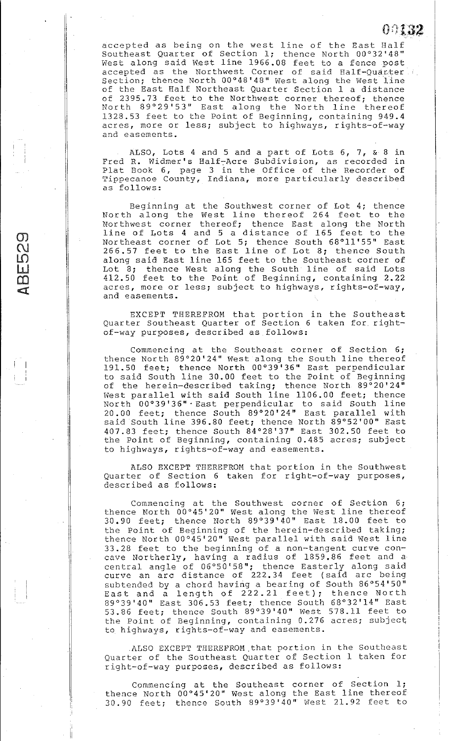accepted as being on the west line of the East Half Southeast Quarter of Section 1; thence North 00°32'48" West along said West line 1966.08 feet to a fence post accepted as the Northwest Corner of said Half-Quarter Section; thence North 00°48'48" West along the West line of the East Half Northeast Quarter Section 1 a distance of 2395.73 feet to the Northwest corner thereof; thence North 89°29'53" East along the North line thereof 1328.53 feet to the Point of Beginning, containing 949.4 acres, more or less; subject to highways, rights-of-way and easements.

ALSO, Lots 4 and 5 and a part of Lots 6, 7, & 8 in Fred R. Widmer's Half-Acre Subdivision, as recorded in Plat Book 6, page 3 in the Office of the Recorder of Tippecanoe County, Indiana, more particularly described as follows:

Beginning at the Southwest corner of Lot 4; thence North along the West line thereof 264 feet to the Northwest corner thereof; thence East along the North line of Lots 4 and 5 a distance of 165 feet to the Northeast corner of Lot 5; thence South 68°11'55" East 266.57 feet to the East line of Lot 8; thence South along said East line 165 feet to the Southeast corner of Lot 8; thence West along the South line of said Lots 412.50 feet to the Point of Beginning, containing 2.22 acres, more or less; subject to highways, rights-of-way, and easements.

EXCEPT THEREFROM that portion in the Southeast Quarter Southeast Quarter of Section 6 taken for right-of-way purposes, described as follows:

Commencing at the Southeast corner of Section 6; thence North 89°20'24" West along the South line thereof 191.50 feet; thence North 00°39'36" East perpendicular to said South line 30.00 feet to the Point of Beginning of the herein-described taking; thence North 89°20'24" West parallel with said South line 1106.00 feet; thence North 00°39'36" East perpendicular to said South line 20.00 feet; thence South 89°20'24" East parallel with said South line 396.80 feet; thence North 89°52'00" East 407.83 feet; thence South 84°28'37" East 302.50 feet to the Point of Beginning, containing 0.485 acres; subject to highways, rights-of-way and easements.

ALSO EXCEPT THEREFROM that portion in the Southwest Quarter of Section 6 taken for right-of-way purposes, described as follows:

Commencing at the Southwest corner of Section 6; thence North 00°45'20" West along the West line thereof 30.90 feet; thence North 89°39'40" East 18.00 feet to the Point of Beginning of the herein-described taking; thence North 00°45'20" West parallel with said West line 33.28 feet to the beginning of a non-tangent curve concave Northerly, having a radius of 1859.86 feet and a central angle of 06°50'58"; thence Easterly along said curve an arc distance of 222.34 feet (said arc being subtended by a chord having a bearing of South 86°54'50" East and a length of 222.21 feet); thence North 89°39'40" East 306.53 feet; thence South 68°32'14" East 53.86 feet; thence South 89°39'40" West 578.11 feet to the Point of Beginning, containing 0.276 acres; subject to highways, rights-of-way and easements.

ALSO EXCEPT THEREFROM that portion in the Southeast Quarter of the Southeast Quarter of Section 1 taken for right-of-way purposes, described as follows:

Commencing at the Southeast corner of Section 1; thence North 00°45'20" West along the East line thereof 30.90 feet; thence South 89°39'40" West 21.92 feet to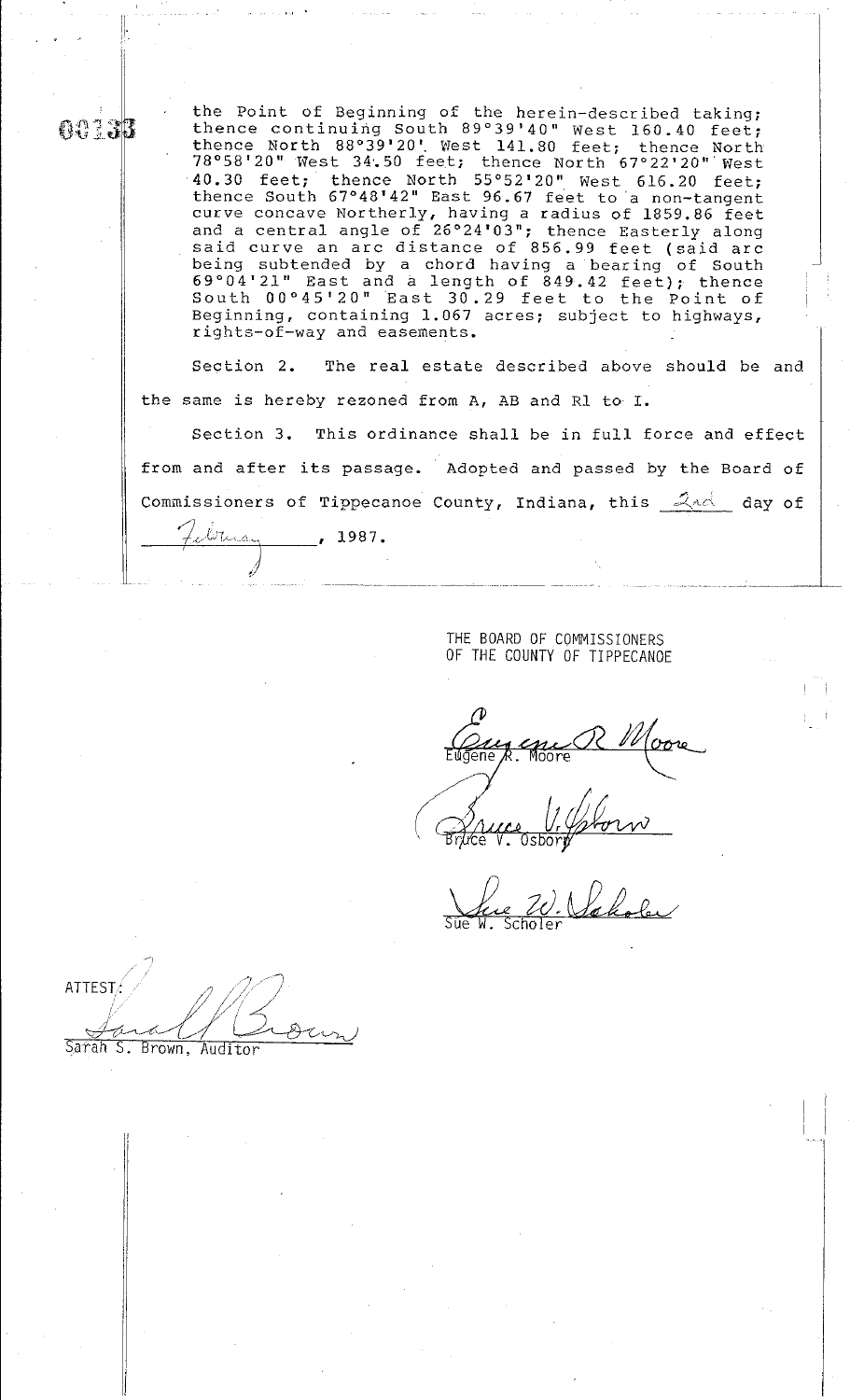00133

the Point of Beginning of the herein-described taking; thence continuing South 89°39'40" West 160.40 feet; thence North 88°39'20' West 141.80 feet; thence North 78°58'20" West 34.50 feet; thence North 67°22'20" West 40.30 feet; thence North 55°52'20" West 616.20 feet; thence South 67°48'42" East 96.67 feet to a non-tangent curve concave Northerly, having a radius of 1859.86 feet and a central angle of 26°24'03"; thence Easterly along said curve an arc distance of 856.99 feet (said arc being subtended by a chord having a bearing of South 69°04'21" East and a length of 849.42 feet); thence South 00°45'20" East 30.29 feet to the Point of Beginning, containing 1.067 acres; subject to highways, rights-of-way and easements.

Section 2. The real estate described above should be and the same is hereby rezoned from A, AB and R1 to I.

Section 3. This ordinance shall be in full force and effect from and after its passage. Adopted and passed by the Board of Commissioners of Tippecanoe County, Indiana, this 2nd day of February, 1987.

THE BOARD OF COMMISSIONERS
OF THE COUNTY OF TIPPECANOE

Eugene R. Moore

Bruce V. Osborn

Sue W. Scholer

ATTEST:

Sarah S. Brown, Auditor